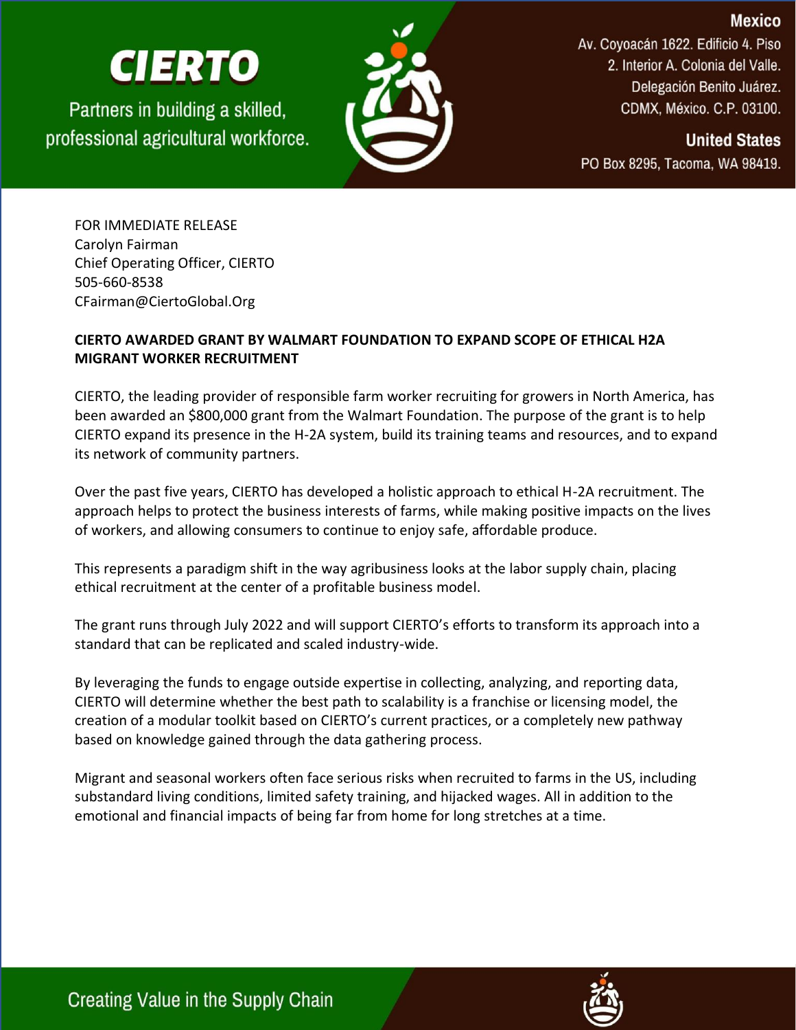# CIERTO

Partners in building a skilled, professional agricultural workforce.

**Mexico**
Av. Coyoacán 1622. Edificio 4. Piso 2. Interior A. Colonia del Valle. Delegación Benito Juárez. CDMX, México. C.P. 03100.

**United States**
PO Box 8295, Tacoma, WA 98419.

FOR IMMEDIATE RELEASE
Carolyn Fairman
Chief Operating Officer, CIERTO
505-660-8538
CFairman@CiertoGlobal.Org

**CIERTO AWARDED GRANT BY WALMART FOUNDATION TO EXPAND SCOPE OF ETHICAL H2A MIGRANT WORKER RECRUITMENT**

CIERTO, the leading provider of responsible farm worker recruiting for growers in North America, has been awarded an $800,000 grant from the Walmart Foundation. The purpose of the grant is to help CIERTO expand its presence in the H-2A system, build its training teams and resources, and to expand its network of community partners.

Over the past five years, CIERTO has developed a holistic approach to ethical H-2A recruitment. The approach helps to protect the business interests of farms, while making positive impacts on the lives of workers, and allowing consumers to continue to enjoy safe, affordable produce.

This represents a paradigm shift in the way agribusiness looks at the labor supply chain, placing ethical recruitment at the center of a profitable business model.

The grant runs through July 2022 and will support CIERTO's efforts to transform its approach into a standard that can be replicated and scaled industry-wide.

By leveraging the funds to engage outside expertise in collecting, analyzing, and reporting data, CIERTO will determine whether the best path to scalability is a franchise or licensing model, the creation of a modular toolkit based on CIERTO's current practices, or a completely new pathway based on knowledge gained through the data gathering process.

Migrant and seasonal workers often face serious risks when recruited to farms in the US, including substandard living conditions, limited safety training, and hijacked wages. All in addition to the emotional and financial impacts of being far from home for long stretches at a time.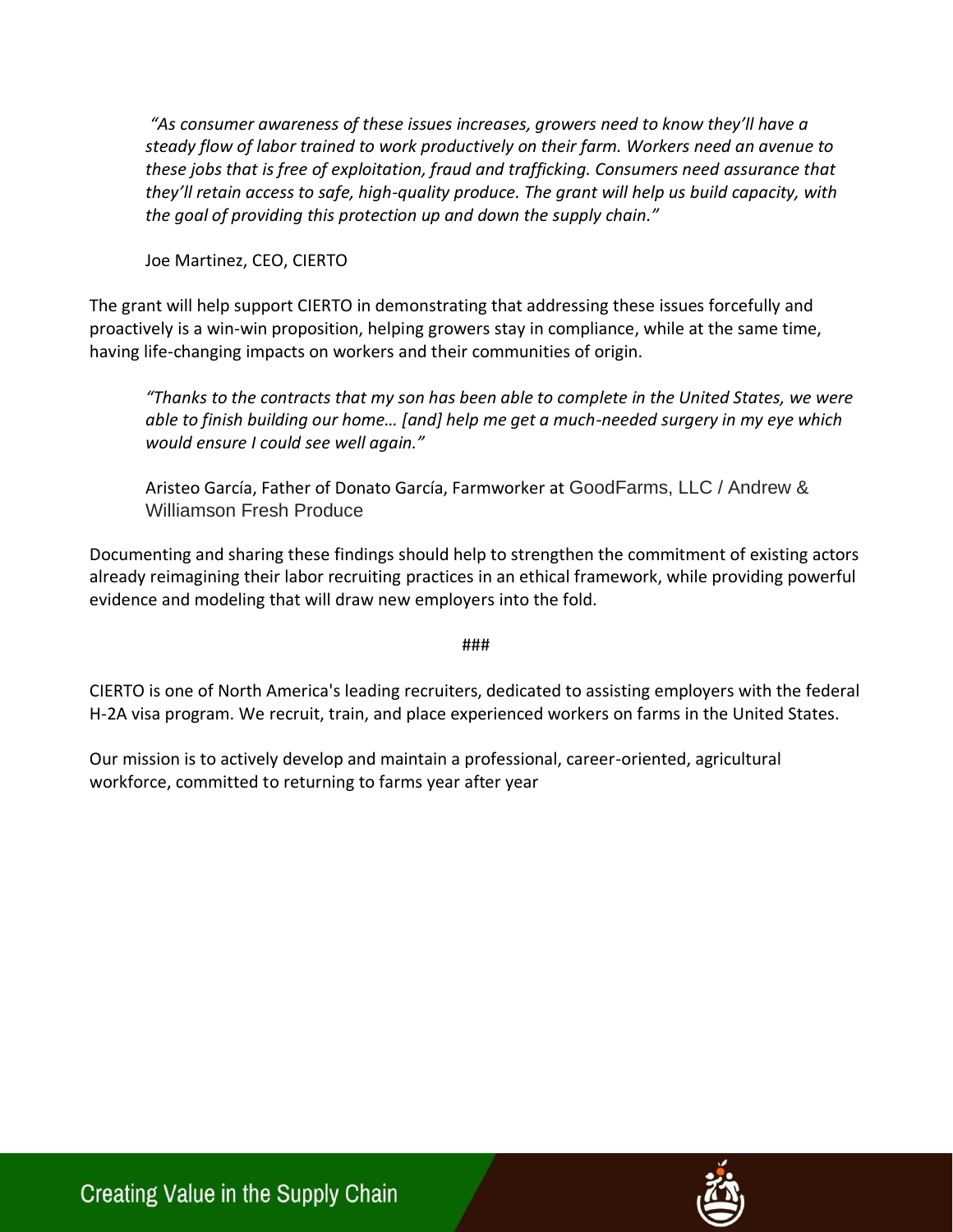*"As consumer awareness of these issues increases, growers need to know they'll have a steady flow of labor trained to work productively on their farm. Workers need an avenue to these jobs that is free of exploitation, fraud and trafficking. Consumers need assurance that they'll retain access to safe, high-quality produce. The grant will help us build capacity, with the goal of providing this protection up and down the supply chain."*

Joe Martinez, CEO, CIERTO

The grant will help support CIERTO in demonstrating that addressing these issues forcefully and proactively is a win-win proposition, helping growers stay in compliance, while at the same time, having life-changing impacts on workers and their communities of origin.

*"Thanks to the contracts that my son has been able to complete in the United States, we were able to finish building our home… [and] help me get a much-needed surgery in my eye which would ensure I could see well again."*

Aristeo García, Father of Donato García, Farmworker at GoodFarms, LLC / Andrew & Williamson Fresh Produce

Documenting and sharing these findings should help to strengthen the commitment of existing actors already reimagining their labor recruiting practices in an ethical framework, while providing powerful evidence and modeling that will draw new employers into the fold.

###

CIERTO is one of North America's leading recruiters, dedicated to assisting employers with the federal H-2A visa program. We recruit, train, and place experienced workers on farms in the United States.

Our mission is to actively develop and maintain a professional, career-oriented, agricultural workforce, committed to returning to farms year after year